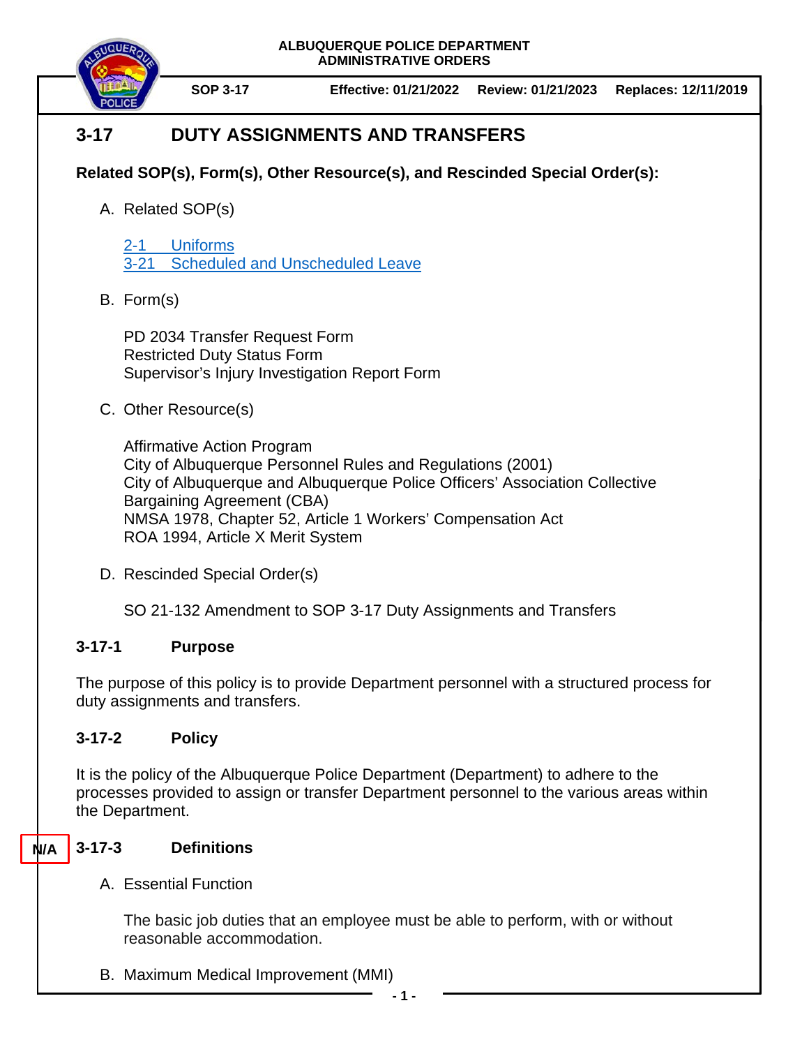**ALBUQUERQUE POLICE DEPARTMENT**
**ADMINISTRATIVE ORDERS**

| SOP 3-17 | Effective: 01/21/2022 | Review: 01/21/2023 | Replaces: 12/11/2019 |
|---|---|---|---|

# 3-17 DUTY ASSIGNMENTS AND TRANSFERS

**Related SOP(s), Form(s), Other Resource(s), and Rescinded Special Order(s):**

A. Related SOP(s)

2-1 Uniforms
3-21 Scheduled and Unscheduled Leave

B. Form(s)

PD 2034 Transfer Request Form
Restricted Duty Status Form
Supervisor's Injury Investigation Report Form

C. Other Resource(s)

Affirmative Action Program
City of Albuquerque Personnel Rules and Regulations (2001)
City of Albuquerque and Albuquerque Police Officers' Association Collective Bargaining Agreement (CBA)
NMSA 1978, Chapter 52, Article 1 Workers' Compensation Act
ROA 1994, Article X Merit System

D. Rescinded Special Order(s)

SO 21-132 Amendment to SOP 3-17 Duty Assignments and Transfers

## 3-17-1 Purpose

The purpose of this policy is to provide Department personnel with a structured process for duty assignments and transfers.

## 3-17-2 Policy

It is the policy of the Albuquerque Police Department (Department) to adhere to the processes provided to assign or transfer Department personnel to the various areas within the Department.

## 3-17-3 Definitions

N/A

A. Essential Function

The basic job duties that an employee must be able to perform, with or without reasonable accommodation.

B. Maximum Medical Improvement (MMI)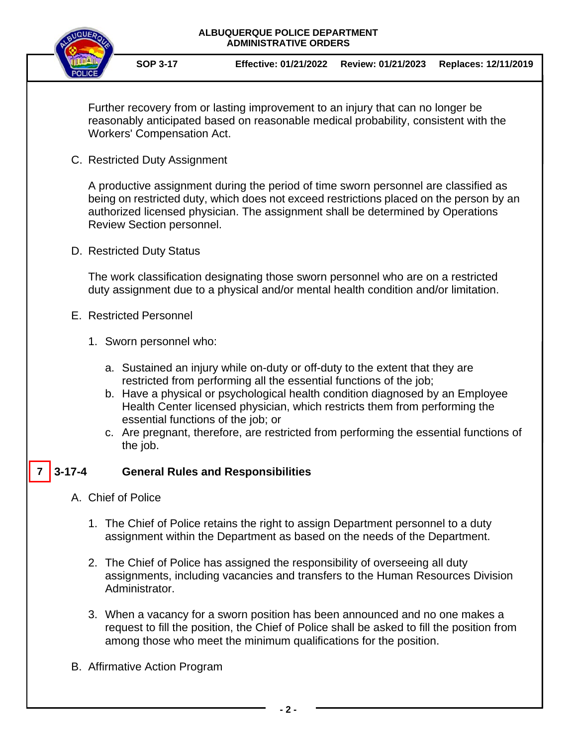Further recovery from or lasting improvement to an injury that can no longer be reasonably anticipated based on reasonable medical probability, consistent with the Workers' Compensation Act.

C. Restricted Duty Assignment

A productive assignment during the period of time sworn personnel are classified as being on restricted duty, which does not exceed restrictions placed on the person by an authorized licensed physician. The assignment shall be determined by Operations Review Section personnel.

D. Restricted Duty Status

The work classification designating those sworn personnel who are on a restricted duty assignment due to a physical and/or mental health condition and/or limitation.

E. Restricted Personnel

1. Sworn personnel who:

   a. Sustained an injury while on-duty or off-duty to the extent that they are restricted from performing all the essential functions of the job;
   b. Have a physical or psychological health condition diagnosed by an Employee Health Center licensed physician, which restricts them from performing the essential functions of the job; or
   c. Are pregnant, therefore, are restricted from performing the essential functions of the job.

## 7 3-17-4 General Rules and Responsibilities

A. Chief of Police

1. The Chief of Police retains the right to assign Department personnel to a duty assignment within the Department as based on the needs of the Department.

2. The Chief of Police has assigned the responsibility of overseeing all duty assignments, including vacancies and transfers to the Human Resources Division Administrator.

3. When a vacancy for a sworn position has been announced and no one makes a request to fill the position, the Chief of Police shall be asked to fill the position from among those who meet the minimum qualifications for the position.

B. Affirmative Action Program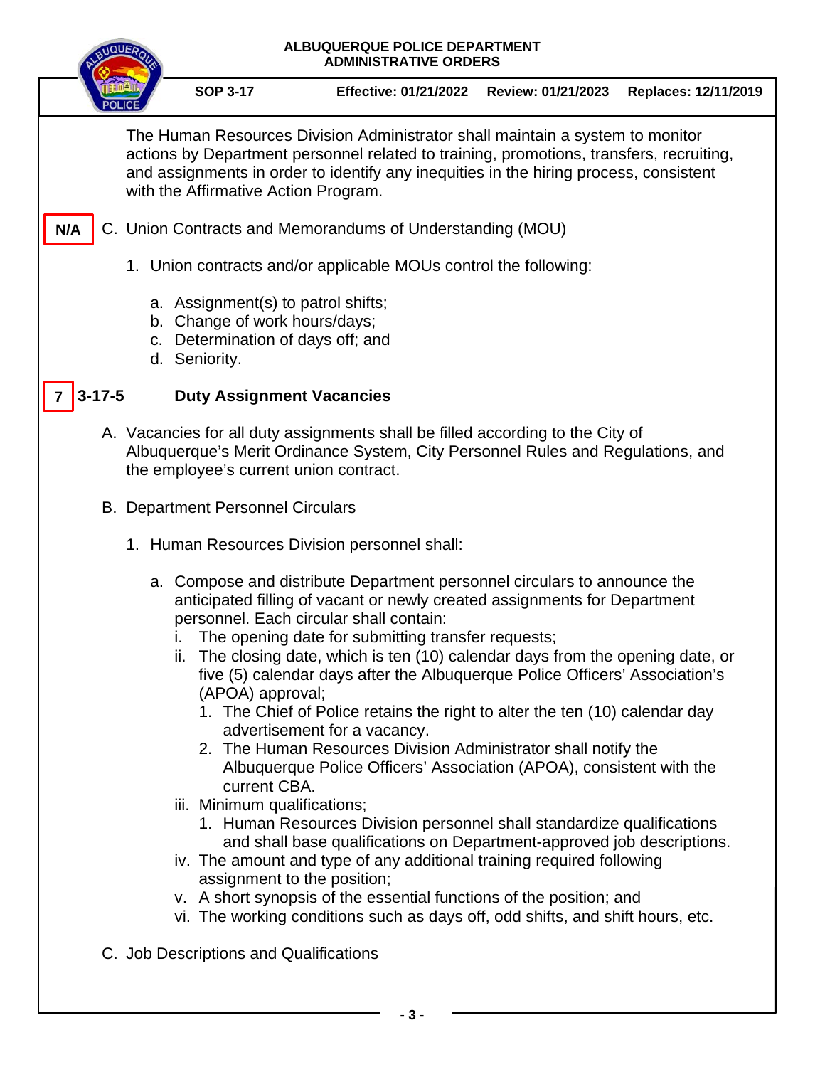The Human Resources Division Administrator shall maintain a system to monitor actions by Department personnel related to training, promotions, transfers, recruiting, and assignments in order to identify any inequities in the hiring process, consistent with the Affirmative Action Program.

**N/A** C. Union Contracts and Memorandums of Understanding (MOU)

1. Union contracts and/or applicable MOUs control the following:

   a. Assignment(s) to patrol shifts;
   b. Change of work hours/days;
   c. Determination of days off; and
   d. Seniority.

## **7** 3-17-5 Duty Assignment Vacancies

A. Vacancies for all duty assignments shall be filled according to the City of Albuquerque's Merit Ordinance System, City Personnel Rules and Regulations, and the employee's current union contract.

B. Department Personnel Circulars

1. Human Resources Division personnel shall:

   a. Compose and distribute Department personnel circulars to announce the anticipated filling of vacant or newly created assignments for Department personnel. Each circular shall contain:
      i. The opening date for submitting transfer requests;
      ii. The closing date, which is ten (10) calendar days from the opening date, or five (5) calendar days after the Albuquerque Police Officers' Association's (APOA) approval;
         1. The Chief of Police retains the right to alter the ten (10) calendar day advertisement for a vacancy.
         2. The Human Resources Division Administrator shall notify the Albuquerque Police Officers' Association (APOA), consistent with the current CBA.
      iii. Minimum qualifications;
         1. Human Resources Division personnel shall standardize qualifications and shall base qualifications on Department-approved job descriptions.
      iv. The amount and type of any additional training required following assignment to the position;
      v. A short synopsis of the essential functions of the position; and
      vi. The working conditions such as days off, odd shifts, and shift hours, etc.

C. Job Descriptions and Qualifications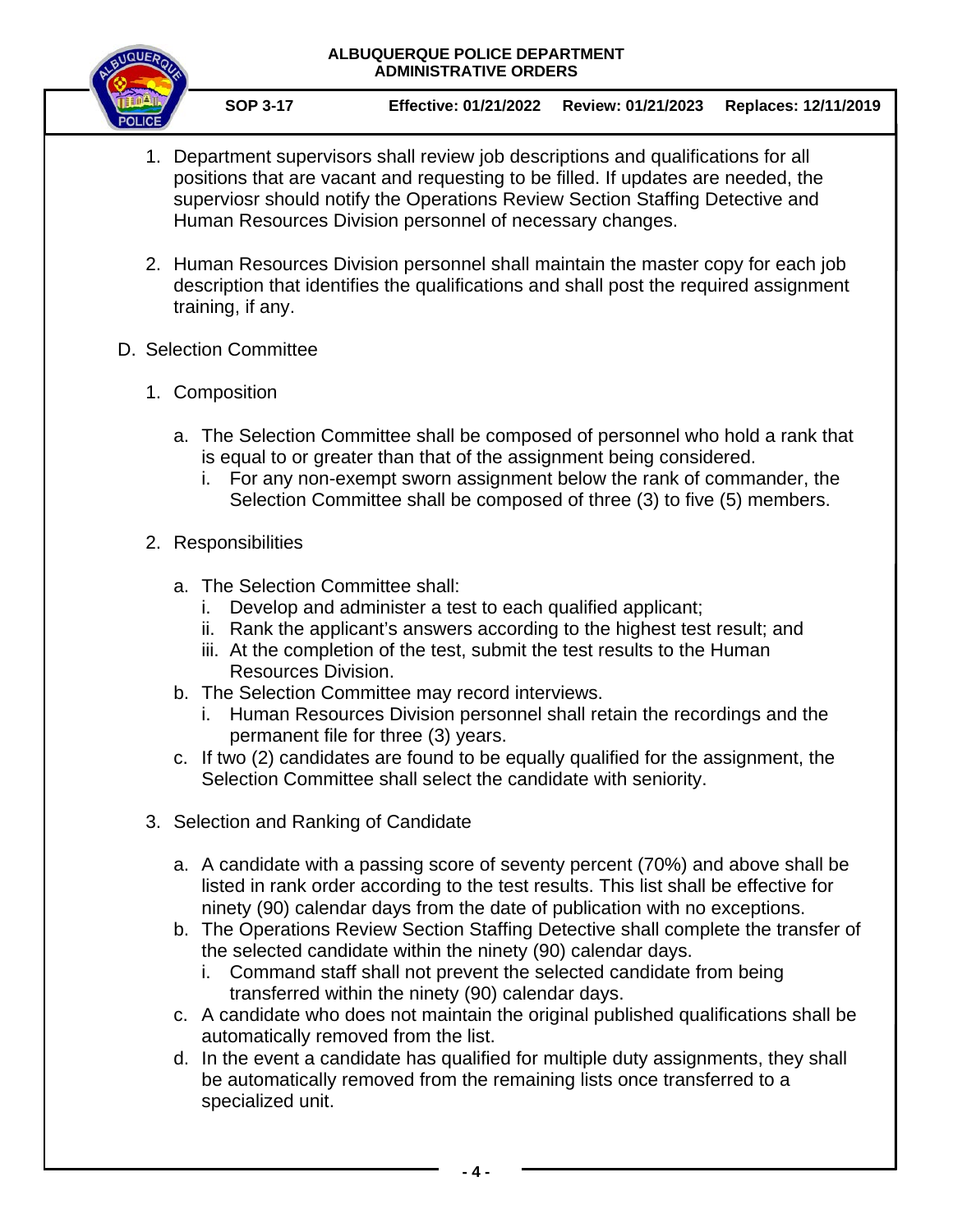1. Department supervisors shall review job descriptions and qualifications for all positions that are vacant and requesting to be filled. If updates are needed, the superviosr should notify the Operations Review Section Staffing Detective and Human Resources Division personnel of necessary changes.

2. Human Resources Division personnel shall maintain the master copy for each job description that identifies the qualifications and shall post the required assignment training, if any.

D. Selection Committee

1. Composition

   a. The Selection Committee shall be composed of personnel who hold a rank that is equal to or greater than that of the assignment being considered.
      i. For any non-exempt sworn assignment below the rank of commander, the Selection Committee shall be composed of three (3) to five (5) members.

2. Responsibilities

   a. The Selection Committee shall:
      i. Develop and administer a test to each qualified applicant;
      ii. Rank the applicant's answers according to the highest test result; and
      iii. At the completion of the test, submit the test results to the Human Resources Division.
   b. The Selection Committee may record interviews.
      i. Human Resources Division personnel shall retain the recordings and the permanent file for three (3) years.
   c. If two (2) candidates are found to be equally qualified for the assignment, the Selection Committee shall select the candidate with seniority.

3. Selection and Ranking of Candidate

   a. A candidate with a passing score of seventy percent (70%) and above shall be listed in rank order according to the test results. This list shall be effective for ninety (90) calendar days from the date of publication with no exceptions.
   b. The Operations Review Section Staffing Detective shall complete the transfer of the selected candidate within the ninety (90) calendar days.
      i. Command staff shall not prevent the selected candidate from being transferred within the ninety (90) calendar days.
   c. A candidate who does not maintain the original published qualifications shall be automatically removed from the list.
   d. In the event a candidate has qualified for multiple duty assignments, they shall be automatically removed from the remaining lists once transferred to a specialized unit.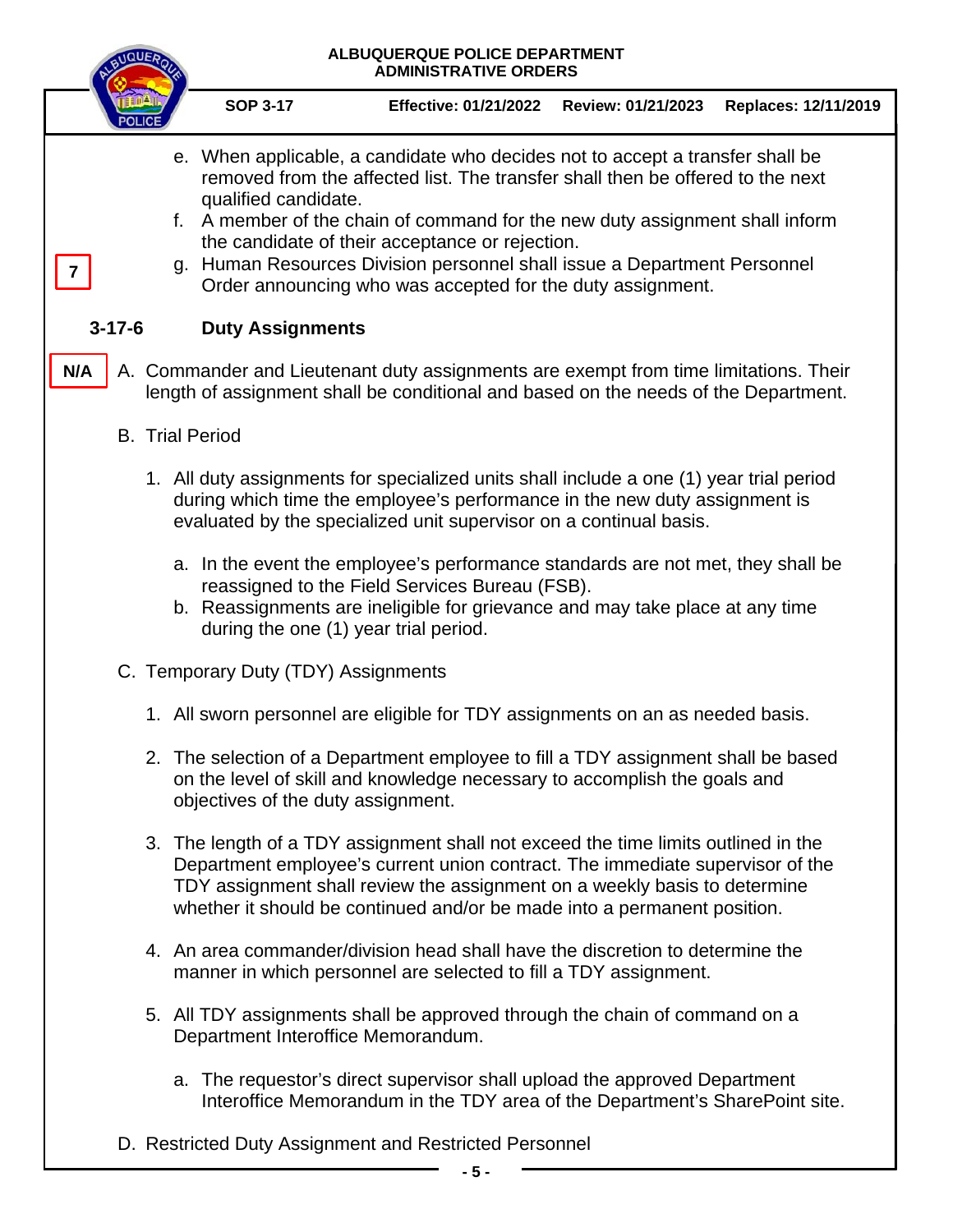e. When applicable, a candidate who decides not to accept a transfer shall be removed from the affected list. The transfer shall then be offered to the next qualified candidate.

f. A member of the chain of command for the new duty assignment shall inform the candidate of their acceptance or rejection.

7

g. Human Resources Division personnel shall issue a Department Personnel Order announcing who was accepted for the duty assignment.

### 3-17-6 Duty Assignments

N/A

A. Commander and Lieutenant duty assignments are exempt from time limitations. Their length of assignment shall be conditional and based on the needs of the Department.

B. Trial Period

1. All duty assignments for specialized units shall include a one (1) year trial period during which time the employee's performance in the new duty assignment is evaluated by the specialized unit supervisor on a continual basis.

   a. In the event the employee's performance standards are not met, they shall be reassigned to the Field Services Bureau (FSB).

   b. Reassignments are ineligible for grievance and may take place at any time during the one (1) year trial period.

C. Temporary Duty (TDY) Assignments

1. All sworn personnel are eligible for TDY assignments on an as needed basis.

2. The selection of a Department employee to fill a TDY assignment shall be based on the level of skill and knowledge necessary to accomplish the goals and objectives of the duty assignment.

3. The length of a TDY assignment shall not exceed the time limits outlined in the Department employee's current union contract. The immediate supervisor of the TDY assignment shall review the assignment on a weekly basis to determine whether it should be continued and/or be made into a permanent position.

4. An area commander/division head shall have the discretion to determine the manner in which personnel are selected to fill a TDY assignment.

5. All TDY assignments shall be approved through the chain of command on a Department Interoffice Memorandum.

   a. The requestor's direct supervisor shall upload the approved Department Interoffice Memorandum in the TDY area of the Department's SharePoint site.

D. Restricted Duty Assignment and Restricted Personnel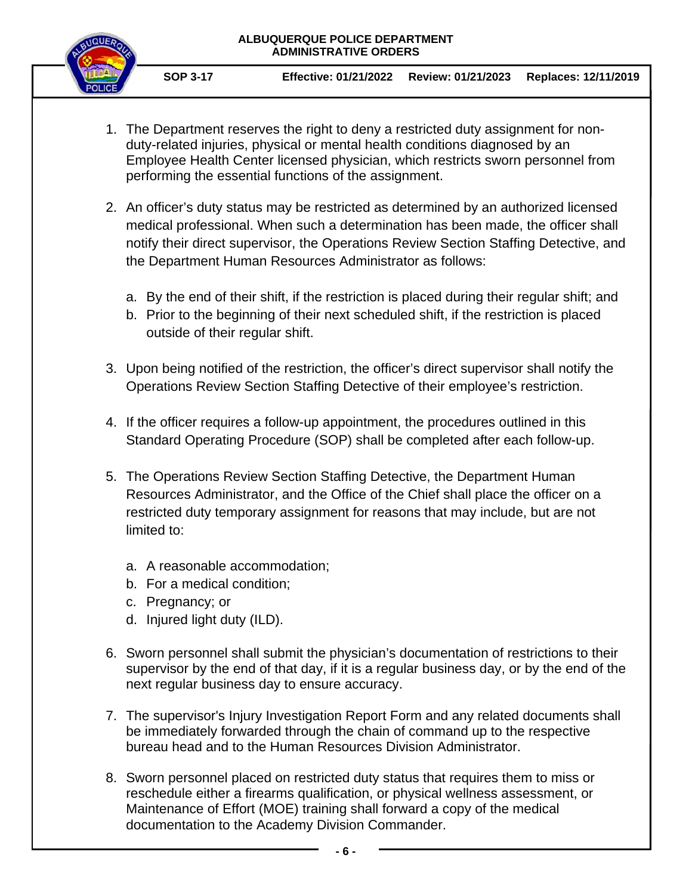1. The Department reserves the right to deny a restricted duty assignment for non-duty-related injuries, physical or mental health conditions diagnosed by an Employee Health Center licensed physician, which restricts sworn personnel from performing the essential functions of the assignment.

2. An officer's duty status may be restricted as determined by an authorized licensed medical professional. When such a determination has been made, the officer shall notify their direct supervisor, the Operations Review Section Staffing Detective, and the Department Human Resources Administrator as follows:

   a. By the end of their shift, if the restriction is placed during their regular shift; and
   b. Prior to the beginning of their next scheduled shift, if the restriction is placed outside of their regular shift.

3. Upon being notified of the restriction, the officer's direct supervisor shall notify the Operations Review Section Staffing Detective of their employee's restriction.

4. If the officer requires a follow-up appointment, the procedures outlined in this Standard Operating Procedure (SOP) shall be completed after each follow-up.

5. The Operations Review Section Staffing Detective, the Department Human Resources Administrator, and the Office of the Chief shall place the officer on a restricted duty temporary assignment for reasons that may include, but are not limited to:

   a. A reasonable accommodation;
   b. For a medical condition;
   c. Pregnancy; or
   d. Injured light duty (ILD).

6. Sworn personnel shall submit the physician's documentation of restrictions to their supervisor by the end of that day, if it is a regular business day, or by the end of the next regular business day to ensure accuracy.

7. The supervisor's Injury Investigation Report Form and any related documents shall be immediately forwarded through the chain of command up to the respective bureau head and to the Human Resources Division Administrator.

8. Sworn personnel placed on restricted duty status that requires them to miss or reschedule either a firearms qualification, or physical wellness assessment, or Maintenance of Effort (MOE) training shall forward a copy of the medical documentation to the Academy Division Commander.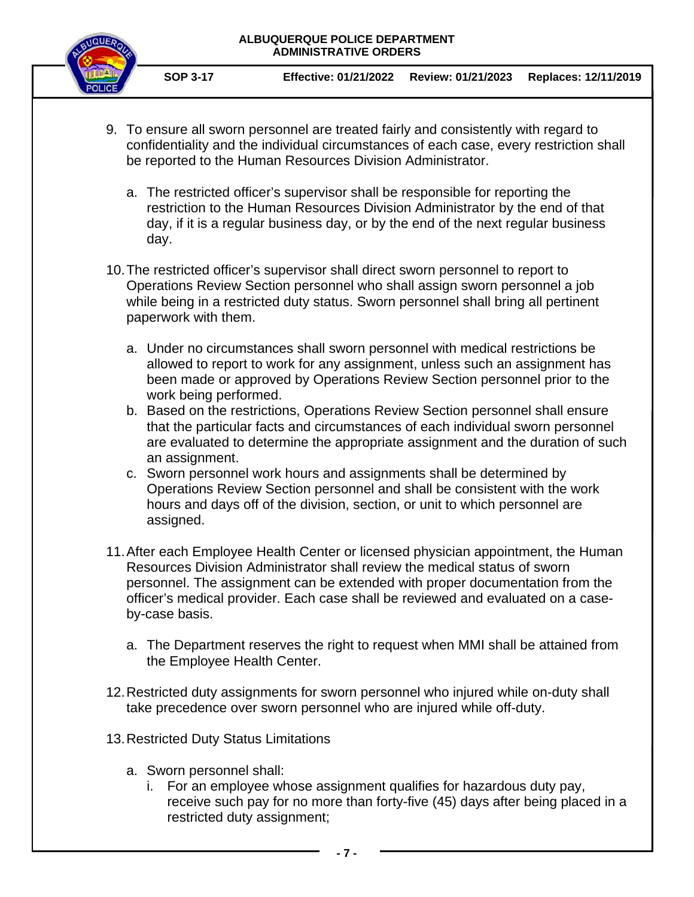9. To ensure all sworn personnel are treated fairly and consistently with regard to confidentiality and the individual circumstances of each case, every restriction shall be reported to the Human Resources Division Administrator.

   a. The restricted officer's supervisor shall be responsible for reporting the restriction to the Human Resources Division Administrator by the end of that day, if it is a regular business day, or by the end of the next regular business day.

10. The restricted officer's supervisor shall direct sworn personnel to report to Operations Review Section personnel who shall assign sworn personnel a job while being in a restricted duty status. Sworn personnel shall bring all pertinent paperwork with them.

    a. Under no circumstances shall sworn personnel with medical restrictions be allowed to report to work for any assignment, unless such an assignment has been made or approved by Operations Review Section personnel prior to the work being performed.
    b. Based on the restrictions, Operations Review Section personnel shall ensure that the particular facts and circumstances of each individual sworn personnel are evaluated to determine the appropriate assignment and the duration of such an assignment.
    c. Sworn personnel work hours and assignments shall be determined by Operations Review Section personnel and shall be consistent with the work hours and days off of the division, section, or unit to which personnel are assigned.

11. After each Employee Health Center or licensed physician appointment, the Human Resources Division Administrator shall review the medical status of sworn personnel. The assignment can be extended with proper documentation from the officer's medical provider. Each case shall be reviewed and evaluated on a case-by-case basis.

    a. The Department reserves the right to request when MMI shall be attained from the Employee Health Center.

12. Restricted duty assignments for sworn personnel who injured while on-duty shall take precedence over sworn personnel who are injured while off-duty.

13. Restricted Duty Status Limitations

    a. Sworn personnel shall:
       i. For an employee whose assignment qualifies for hazardous duty pay, receive such pay for no more than forty-five (45) days after being placed in a restricted duty assignment;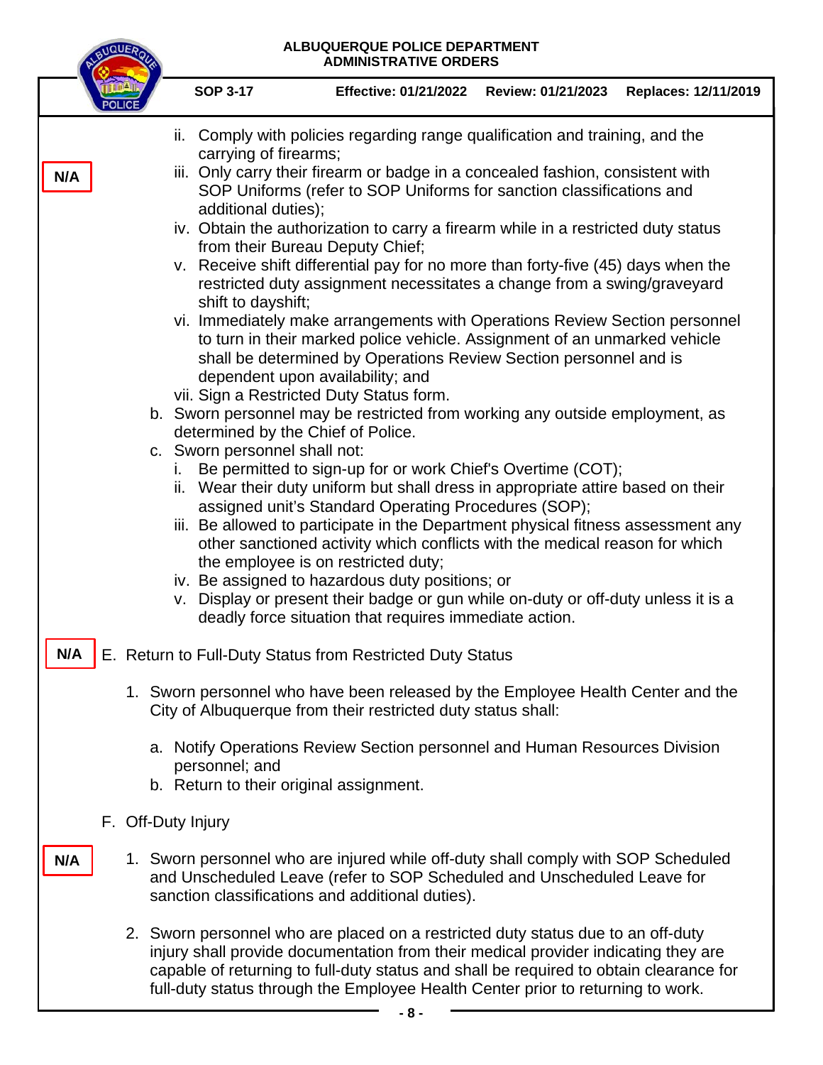ii. Comply with policies regarding range qualification and training, and the carrying of firearms;

N/A

iii. Only carry their firearm or badge in a concealed fashion, consistent with SOP Uniforms (refer to SOP Uniforms for sanction classifications and additional duties);

iv. Obtain the authorization to carry a firearm while in a restricted duty status from their Bureau Deputy Chief;

v. Receive shift differential pay for no more than forty-five (45) days when the restricted duty assignment necessitates a change from a swing/graveyard shift to dayshift;

vi. Immediately make arrangements with Operations Review Section personnel to turn in their marked police vehicle. Assignment of an unmarked vehicle shall be determined by Operations Review Section personnel and is dependent upon availability; and

vii. Sign a Restricted Duty Status form.

b. Sworn personnel may be restricted from working any outside employment, as determined by the Chief of Police.

c. Sworn personnel shall not:

i. Be permitted to sign-up for or work Chief's Overtime (COT);

ii. Wear their duty uniform but shall dress in appropriate attire based on their assigned unit's Standard Operating Procedures (SOP);

iii. Be allowed to participate in the Department physical fitness assessment any other sanctioned activity which conflicts with the medical reason for which the employee is on restricted duty;

iv. Be assigned to hazardous duty positions; or

v. Display or present their badge or gun while on-duty or off-duty unless it is a deadly force situation that requires immediate action.

N/A

E. Return to Full-Duty Status from Restricted Duty Status

1. Sworn personnel who have been released by the Employee Health Center and the City of Albuquerque from their restricted duty status shall:

   a. Notify Operations Review Section personnel and Human Resources Division personnel; and

   b. Return to their original assignment.

F. Off-Duty Injury

N/A

1. Sworn personnel who are injured while off-duty shall comply with SOP Scheduled and Unscheduled Leave (refer to SOP Scheduled and Unscheduled Leave for sanction classifications and additional duties).

2. Sworn personnel who are placed on a restricted duty status due to an off-duty injury shall provide documentation from their medical provider indicating they are capable of returning to full-duty status and shall be required to obtain clearance for full-duty status through the Employee Health Center prior to returning to work.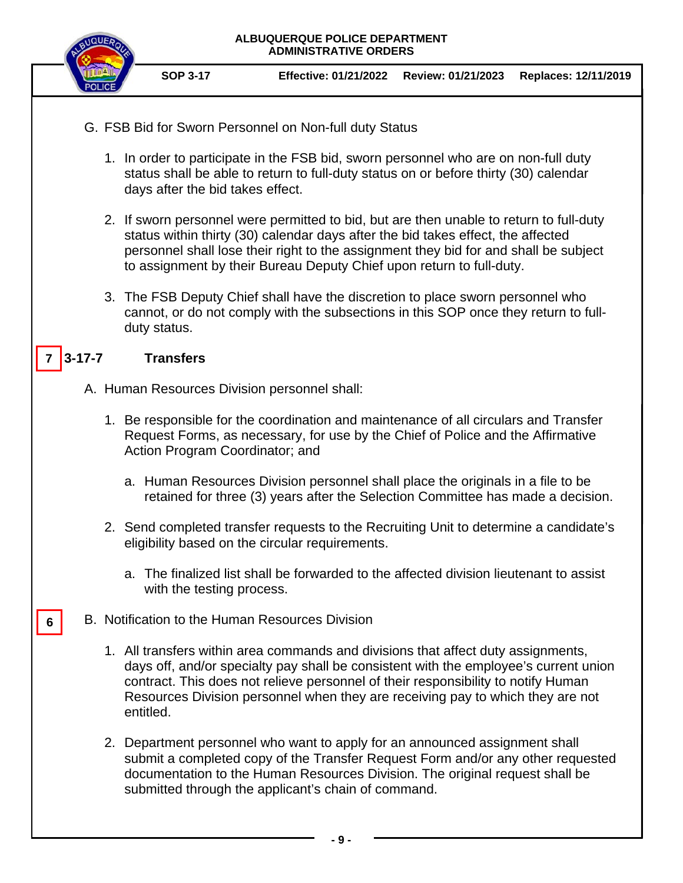G. FSB Bid for Sworn Personnel on Non-full duty Status

1. In order to participate in the FSB bid, sworn personnel who are on non-full duty status shall be able to return to full-duty status on or before thirty (30) calendar days after the bid takes effect.

2. If sworn personnel were permitted to bid, but are then unable to return to full-duty status within thirty (30) calendar days after the bid takes effect, the affected personnel shall lose their right to the assignment they bid for and shall be subject to assignment by their Bureau Deputy Chief upon return to full-duty.

3. The FSB Deputy Chief shall have the discretion to place sworn personnel who cannot, or do not comply with the subsections in this SOP once they return to full-duty status.

## 7 3-17-7 Transfers

A. Human Resources Division personnel shall:

1. Be responsible for the coordination and maintenance of all circulars and Transfer Request Forms, as necessary, for use by the Chief of Police and the Affirmative Action Program Coordinator; and

   a. Human Resources Division personnel shall place the originals in a file to be retained for three (3) years after the Selection Committee has made a decision.

2. Send completed transfer requests to the Recruiting Unit to determine a candidate's eligibility based on the circular requirements.

   a. The finalized list shall be forwarded to the affected division lieutenant to assist with the testing process.

6 B. Notification to the Human Resources Division

1. All transfers within area commands and divisions that affect duty assignments, days off, and/or specialty pay shall be consistent with the employee's current union contract. This does not relieve personnel of their responsibility to notify Human Resources Division personnel when they are receiving pay to which they are not entitled.

2. Department personnel who want to apply for an announced assignment shall submit a completed copy of the Transfer Request Form and/or any other requested documentation to the Human Resources Division. The original request shall be submitted through the applicant's chain of command.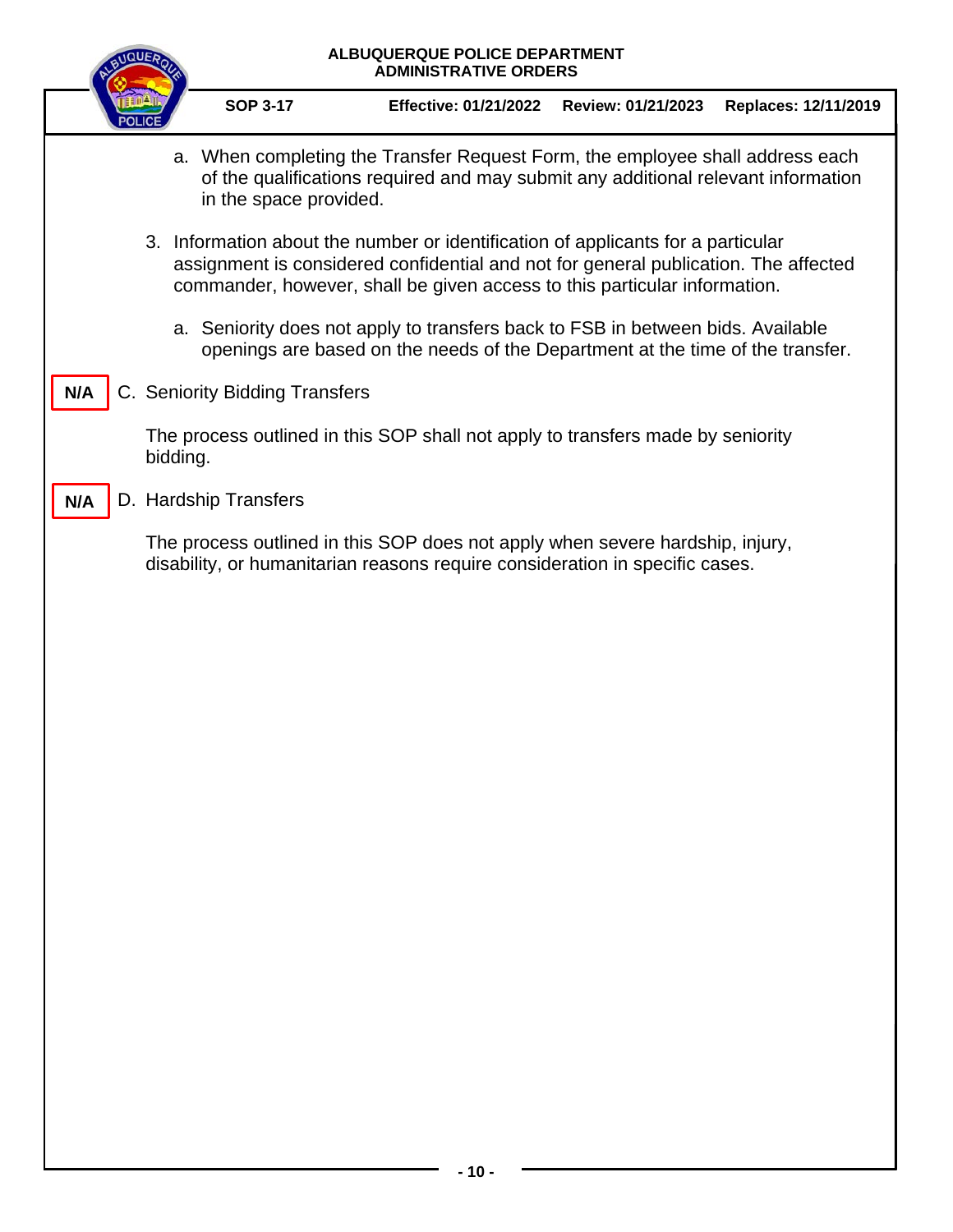a. When completing the Transfer Request Form, the employee shall address each of the qualifications required and may submit any additional relevant information in the space provided.

3. Information about the number or identification of applicants for a particular assignment is considered confidential and not for general publication. The affected commander, however, shall be given access to this particular information.

   a. Seniority does not apply to transfers back to FSB in between bids. Available openings are based on the needs of the Department at the time of the transfer.

**N/A** C. Seniority Bidding Transfers

The process outlined in this SOP shall not apply to transfers made by seniority bidding.

**N/A** D. Hardship Transfers

The process outlined in this SOP does not apply when severe hardship, injury, disability, or humanitarian reasons require consideration in specific cases.